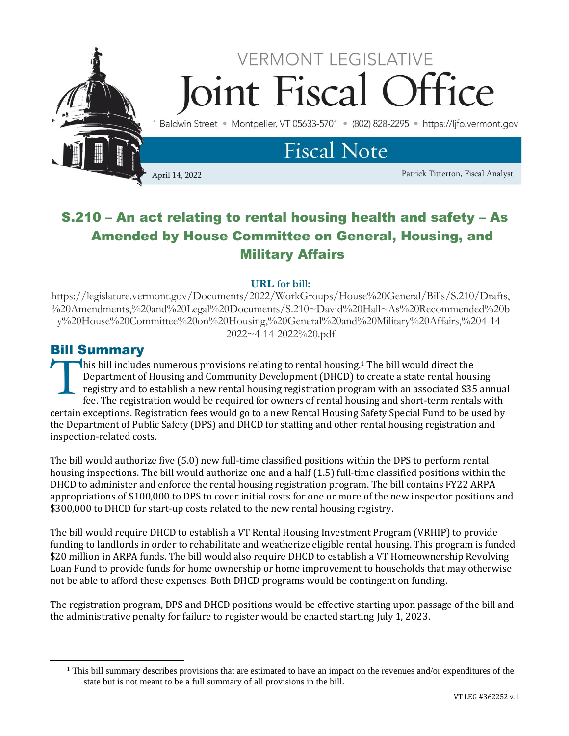VERMONT LEGISLATIVE

# Joint Fiscal Office

1 Baldwin Street • Montpelier, VT 05633-5701 • (802) 828-2295 • https://ljfo.vermont.gov

## Fiscal Note

April 14, 2022

Patrick Titterton, Fiscal Analyst

# S.210 – An act relating to rental housing health and safety – As Amended by House Committee on General, Housing, and Military Affairs

**URL for bill:**

https://legislature.vermont.gov/Documents/2022/WorkGroups/House%20General/Bills/S.210/Drafts,%20Amendments,%20and%20Legal%20Documents/S.210~David%20Hall~As%20Recommended%20by%20House%20Committee%20on%20Housing,%20General%20and%20Military%20Affairs,%204-14-2022~4-14-2022%20.pdf

## Bill Summary

This bill includes numerous provisions relating to rental housing.[1] The bill would direct the Department of Housing and Community Development (DHCD) to create a state rental housing registry and to establish a new rental housing registration program with an associated $35 annual fee. The registration would be required for owners of rental housing and short-term rentals with certain exceptions. Registration fees would go to a new Rental Housing Safety Special Fund to be used by the Department of Public Safety (DPS) and DHCD for staffing and other rental housing registration and inspection-related costs.

The bill would authorize five (5.0) new full-time classified positions within the DPS to perform rental housing inspections. The bill would authorize one and a half (1.5) full-time classified positions within the DHCD to administer and enforce the rental housing registration program. The bill contains FY22 ARPA appropriations of $100,000 to DPS to cover initial costs for one or more of the new inspector positions and $300,000 to DHCD for start-up costs related to the new rental housing registry.

The bill would require DHCD to establish a VT Rental Housing Investment Program (VRHIP) to provide funding to landlords in order to rehabilitate and weatherize eligible rental housing. This program is funded $20 million in ARPA funds. The bill would also require DHCD to establish a VT Homeownership Revolving Loan Fund to provide funds for home ownership or home improvement to households that may otherwise not be able to afford these expenses. Both DHCD programs would be contingent on funding.

The registration program, DPS and DHCD positions would be effective starting upon passage of the bill and the administrative penalty for failure to register would be enacted starting July 1, 2023.

[1] This bill summary describes provisions that are estimated to have an impact on the revenues and/or expenditures of the state but is not meant to be a full summary of all provisions in the bill.

VT LEG #362252 v.1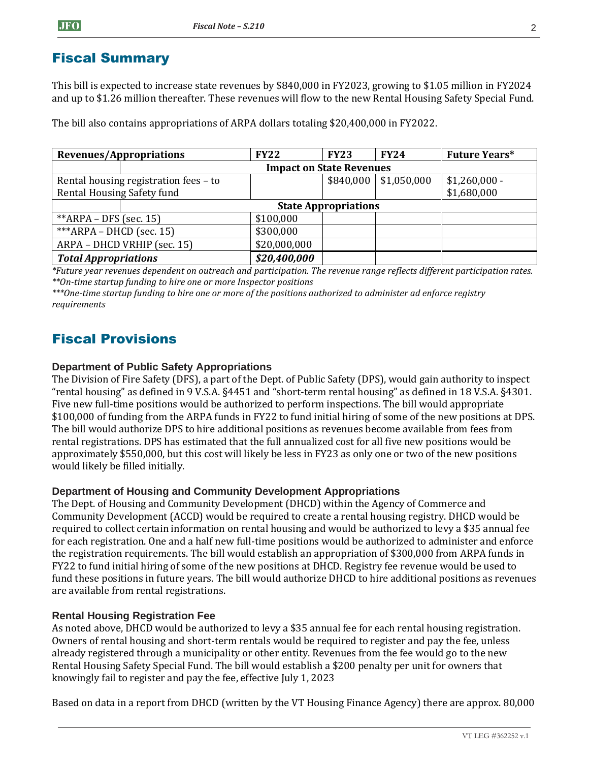## Fiscal Summary

This bill is expected to increase state revenues by $840,000 in FY2023, growing to $1.05 million in FY2024 and up to $1.26 million thereafter. These revenues will flow to the new Rental Housing Safety Special Fund.

The bill also contains appropriations of ARPA dollars totaling $20,400,000 in FY2022.

| Revenues/Appropriations | FY22 | FY23 | FY24 | Future Years* |
|---|---|---|---|---|
| **Impact on State Revenues** | | | | |
| Rental housing registration fees – to Rental Housing Safety fund | | $840,000 | $1,050,000 | $1,260,000 - $1,680,000 |
| **State Appropriations** | | | | |
| **ARPA – DFS (sec. 15) | $100,000 | | | |
| ***ARPA – DHCD (sec. 15) | $300,000 | | | |
| ARPA – DHCD VRHIP (sec. 15) | $20,000,000 | | | |
| ***Total Appropriations*** | ***$20,400,000*** | | | |

*Future year revenues dependent on outreach and participation. The revenue range reflects different participation rates.*
*\*\*On-time startup funding to hire one or more Inspector positions*
*\*\*\*One-time startup funding to hire one or more of the positions authorized to administer ad enforce registry requirements*

## Fiscal Provisions

### Department of Public Safety Appropriations

The Division of Fire Safety (DFS), a part of the Dept. of Public Safety (DPS), would gain authority to inspect "rental housing" as defined in 9 V.S.A. §4451 and "short-term rental housing" as defined in 18 V.S.A. §4301. Five new full-time positions would be authorized to perform inspections. The bill would appropriate $100,000 of funding from the ARPA funds in FY22 to fund initial hiring of some of the new positions at DPS. The bill would authorize DPS to hire additional positions as revenues become available from fees from rental registrations. DPS has estimated that the full annualized cost for all five new positions would be approximately $550,000, but this cost will likely be less in FY23 as only one or two of the new positions would likely be filled initially.

### Department of Housing and Community Development Appropriations

The Dept. of Housing and Community Development (DHCD) within the Agency of Commerce and Community Development (ACCD) would be required to create a rental housing registry. DHCD would be required to collect certain information on rental housing and would be authorized to levy a $35 annual fee for each registration. One and a half new full-time positions would be authorized to administer and enforce the registration requirements. The bill would establish an appropriation of $300,000 from ARPA funds in FY22 to fund initial hiring of some of the new positions at DHCD. Registry fee revenue would be used to fund these positions in future years. The bill would authorize DHCD to hire additional positions as revenues are available from rental registrations.

### Rental Housing Registration Fee

As noted above, DHCD would be authorized to levy a $35 annual fee for each rental housing registration. Owners of rental housing and short-term rentals would be required to register and pay the fee, unless already registered through a municipality or other entity. Revenues from the fee would go to the new Rental Housing Safety Special Fund. The bill would establish a $200 penalty per unit for owners that knowingly fail to register and pay the fee, effective July 1, 2023

Based on data in a report from DHCD (written by the VT Housing Finance Agency) there are approx. 80,000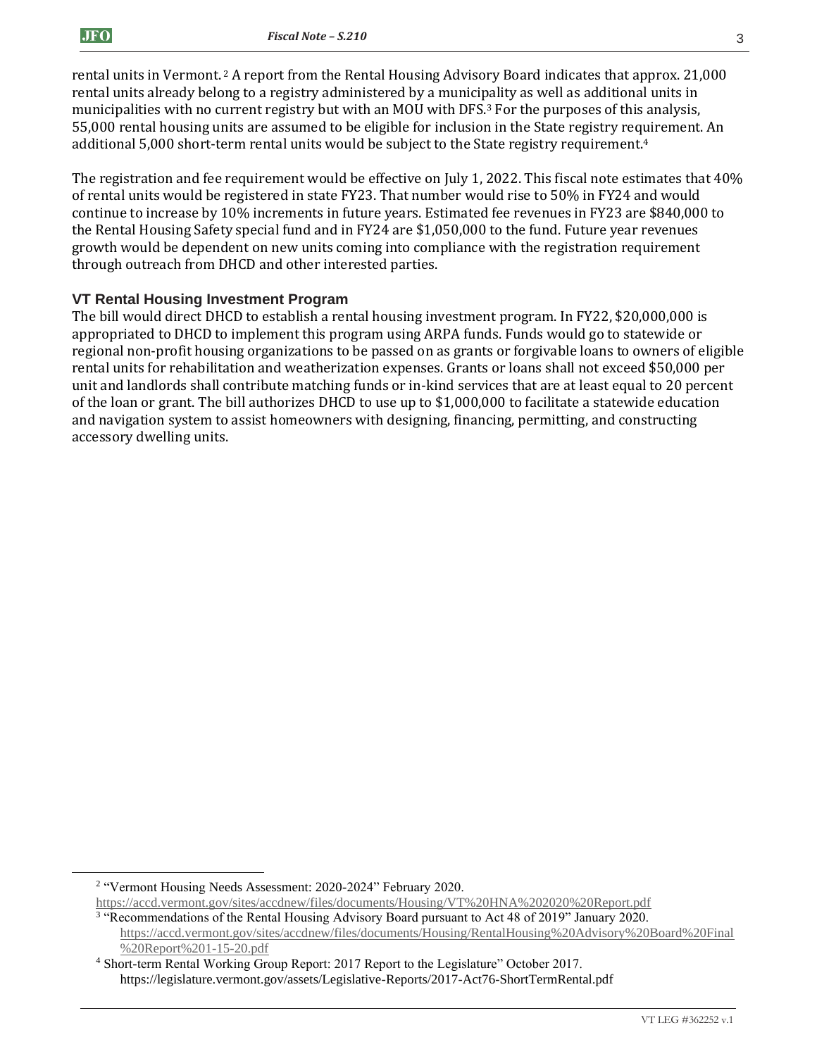rental units in Vermont.[2] A report from the Rental Housing Advisory Board indicates that approx. 21,000 rental units already belong to a registry administered by a municipality as well as additional units in municipalities with no current registry but with an MOU with DFS.[3] For the purposes of this analysis, 55,000 rental housing units are assumed to be eligible for inclusion in the State registry requirement. An additional 5,000 short-term rental units would be subject to the State registry requirement.[4]

The registration and fee requirement would be effective on July 1, 2022. This fiscal note estimates that 40% of rental units would be registered in state FY23. That number would rise to 50% in FY24 and would continue to increase by 10% increments in future years. Estimated fee revenues in FY23 are $840,000 to the Rental Housing Safety special fund and in FY24 are $1,050,000 to the fund. Future year revenues growth would be dependent on new units coming into compliance with the registration requirement through outreach from DHCD and other interested parties.

### VT Rental Housing Investment Program

The bill would direct DHCD to establish a rental housing investment program. In FY22, $20,000,000 is appropriated to DHCD to implement this program using ARPA funds. Funds would go to statewide or regional non-profit housing organizations to be passed on as grants or forgivable loans to owners of eligible rental units for rehabilitation and weatherization expenses. Grants or loans shall not exceed $50,000 per unit and landlords shall contribute matching funds or in-kind services that are at least equal to 20 percent of the loan or grant. The bill authorizes DHCD to use up to $1,000,000 to facilitate a statewide education and navigation system to assist homeowners with designing, financing, permitting, and constructing accessory dwelling units.

---

[2] "Vermont Housing Needs Assessment: 2020-2024" February 2020. https://accd.vermont.gov/sites/accdnew/files/documents/Housing/VT%20HNA%202020%20Report.pdf

[3] "Recommendations of the Rental Housing Advisory Board pursuant to Act 48 of 2019" January 2020. https://accd.vermont.gov/sites/accdnew/files/documents/Housing/RentalHousing%20Advisory%20Board%20Final%20Report%201-15-20.pdf

[4] Short-term Rental Working Group Report: 2017 Report to the Legislature" October 2017. https://legislature.vermont.gov/assets/Legislative-Reports/2017-Act76-ShortTermRental.pdf

VT LEG #362252 v.1